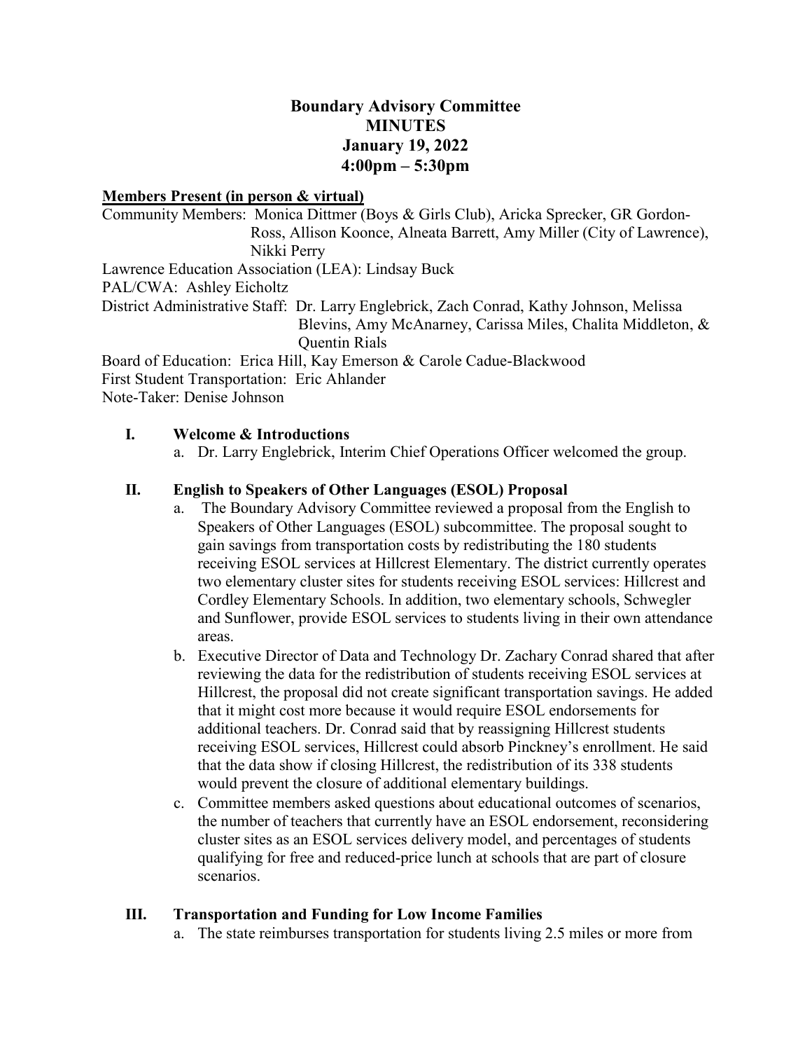# Boundary Advisory Committee
# MINUTES
## January 19, 2022
## 4:00pm – 5:30pm

**Members Present (in person & virtual)**

Community Members: Monica Dittmer (Boys & Girls Club), Aricka Sprecker, GR Gordon-Ross, Allison Koonce, Alneata Barrett, Amy Miller (City of Lawrence), Nikki Perry

Lawrence Education Association (LEA): Lindsay Buck

PAL/CWA: Ashley Eicholtz

District Administrative Staff: Dr. Larry Englebrick, Zach Conrad, Kathy Johnson, Melissa Blevins, Amy McAnarney, Carissa Miles, Chalita Middleton, & Quentin Rials

Board of Education: Erica Hill, Kay Emerson & Carole Cadue-Blackwood

First Student Transportation: Eric Ahlander

Note-Taker: Denise Johnson

**I. Welcome & Introductions**

a. Dr. Larry Englebrick, Interim Chief Operations Officer welcomed the group.

**II. English to Speakers of Other Languages (ESOL) Proposal**

a. The Boundary Advisory Committee reviewed a proposal from the English to Speakers of Other Languages (ESOL) subcommittee. The proposal sought to gain savings from transportation costs by redistributing the 180 students receiving ESOL services at Hillcrest Elementary. The district currently operates two elementary cluster sites for students receiving ESOL services: Hillcrest and Cordley Elementary Schools. In addition, two elementary schools, Schwegler and Sunflower, provide ESOL services to students living in their own attendance areas.

b. Executive Director of Data and Technology Dr. Zachary Conrad shared that after reviewing the data for the redistribution of students receiving ESOL services at Hillcrest, the proposal did not create significant transportation savings. He added that it might cost more because it would require ESOL endorsements for additional teachers. Dr. Conrad said that by reassigning Hillcrest students receiving ESOL services, Hillcrest could absorb Pinckney's enrollment. He said that the data show if closing Hillcrest, the redistribution of its 338 students would prevent the closure of additional elementary buildings.

c. Committee members asked questions about educational outcomes of scenarios, the number of teachers that currently have an ESOL endorsement, reconsidering cluster sites as an ESOL services delivery model, and percentages of students qualifying for free and reduced-price lunch at schools that are part of closure scenarios.

**III. Transportation and Funding for Low Income Families**

a. The state reimburses transportation for students living 2.5 miles or more from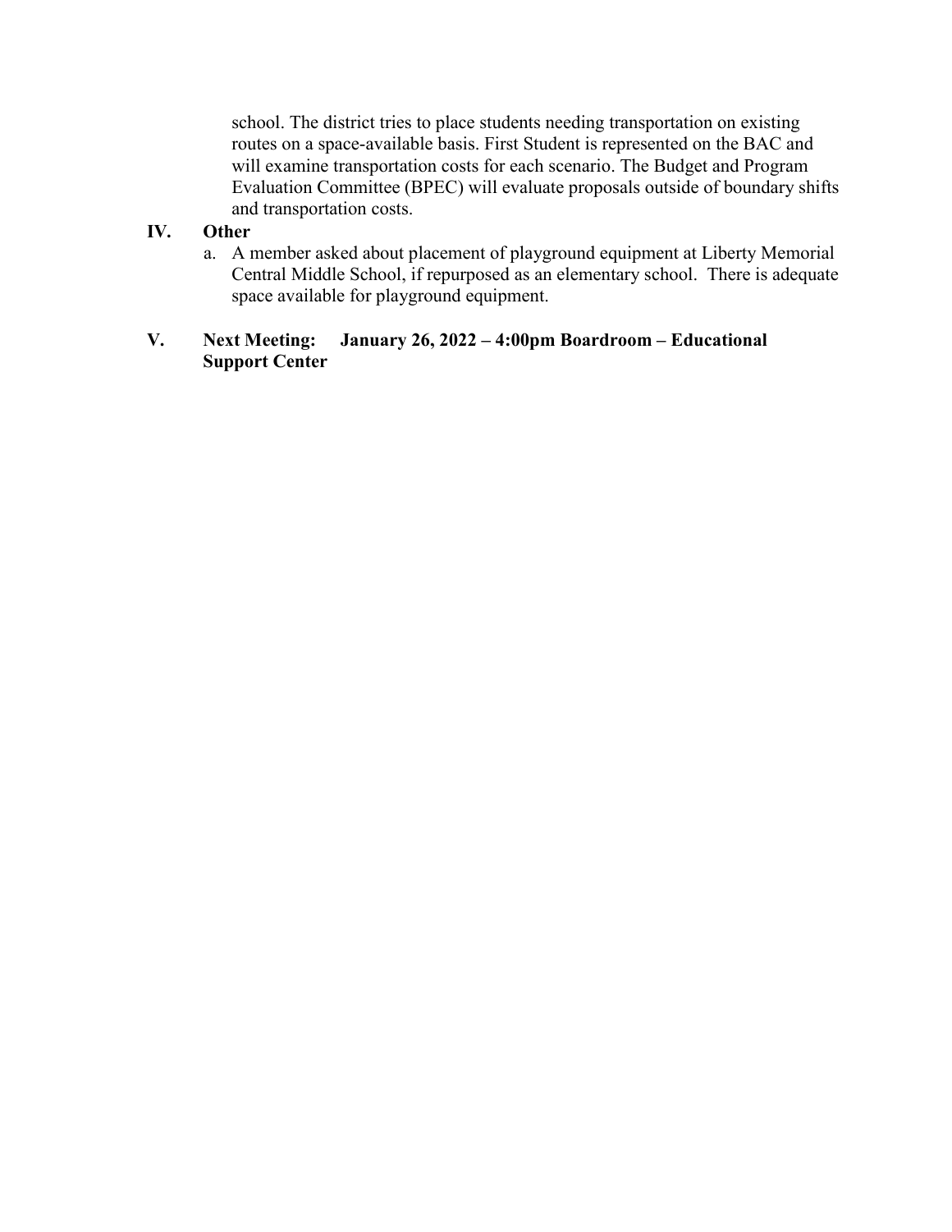school. The district tries to place students needing transportation on existing routes on a space-available basis. First Student is represented on the BAC and will examine transportation costs for each scenario. The Budget and Program Evaluation Committee (BPEC) will evaluate proposals outside of boundary shifts and transportation costs.

## IV. Other

a. A member asked about placement of playground equipment at Liberty Memorial Central Middle School, if repurposed as an elementary school. There is adequate space available for playground equipment.

## V. Next Meeting: January 26, 2022 – 4:00pm Boardroom – Educational Support Center